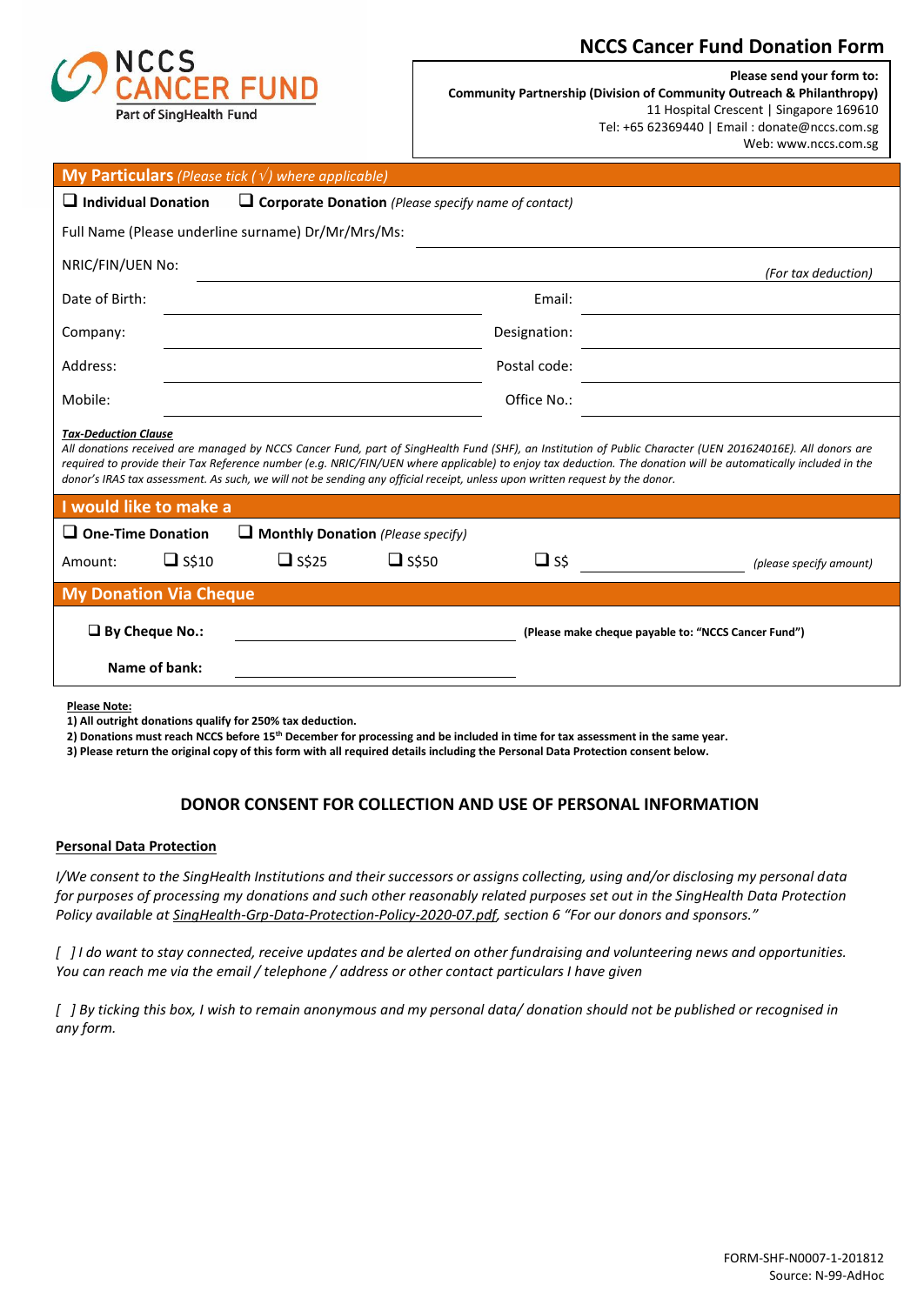NCCS CANCER FUND
Part of SingHealth Fund

# NCCS Cancer Fund Donation Form

**Please send your form to:**
**Community Partnership (Division of Community Outreach & Philanthropy)**
11 Hospital Crescent | Singapore 169610
Tel: +65 62369440 | Email : donate@nccs.com.sg
Web: www.nccs.com.sg

## My Particulars *(Please tick (√) where applicable)*

❑ **Individual Donation** ❑ **Corporate Donation** *(Please specify name of contact)*

Full Name (Please underline surname) Dr/Mr/Mrs/Ms: ______________________

NRIC/FIN/UEN No: ______________________ *(For tax deduction)*

| | | | |
|---|---|---|---|
| Date of Birth: | | Email: | |
| Company: | | Designation: | |
| Address: | | Postal code: | |
| Mobile: | | Office No.: | |

***Tax-Deduction Clause***
*All donations received are managed by NCCS Cancer Fund, part of SingHealth Fund (SHF), an Institution of Public Character (UEN 201624016E). All donors are required to provide their Tax Reference number (e.g. NRIC/FIN/UEN where applicable) to enjoy tax deduction. The donation will be automatically included in the donor's IRAS tax assessment. As such, we will not be sending any official receipt, unless upon written request by the donor.*

## I would like to make a

❑ **One-Time Donation** ❑ **Monthly Donation** *(Please specify)*

Amount: ❑ S$10 ❑ S$25 ❑ S$50 ❑ S$ ______________ *(please specify amount)*

## My Donation Via Cheque

❑ **By Cheque No.:** ______________________ **(Please make cheque payable to: "NCCS Cancer Fund")**

**Name of bank:** ______________________

**Please Note:**

**1) All outright donations qualify for 250% tax deduction.**
**2) Donations must reach NCCS before 15th December for processing and be included in time for tax assessment in the same year.**
**3) Please return the original copy of this form with all required details including the Personal Data Protection consent below.**

## DONOR CONSENT FOR COLLECTION AND USE OF PERSONAL INFORMATION

**Personal Data Protection**

*I/We consent to the SingHealth Institutions and their successors or assigns collecting, using and/or disclosing my personal data for purposes of processing my donations and such other reasonably related purposes set out in the SingHealth Data Protection Policy available at SingHealth-Grp-Data-Protection-Policy-2020-07.pdf, section 6 "For our donors and sponsors."*

*[ ] I do want to stay connected, receive updates and be alerted on other fundraising and volunteering news and opportunities. You can reach me via the email / telephone / address or other contact particulars I have given*

*[ ] By ticking this box, I wish to remain anonymous and my personal data/ donation should not be published or recognised in any form.*

FORM-SHF-N0007-1-201812
Source: N-99-AdHoc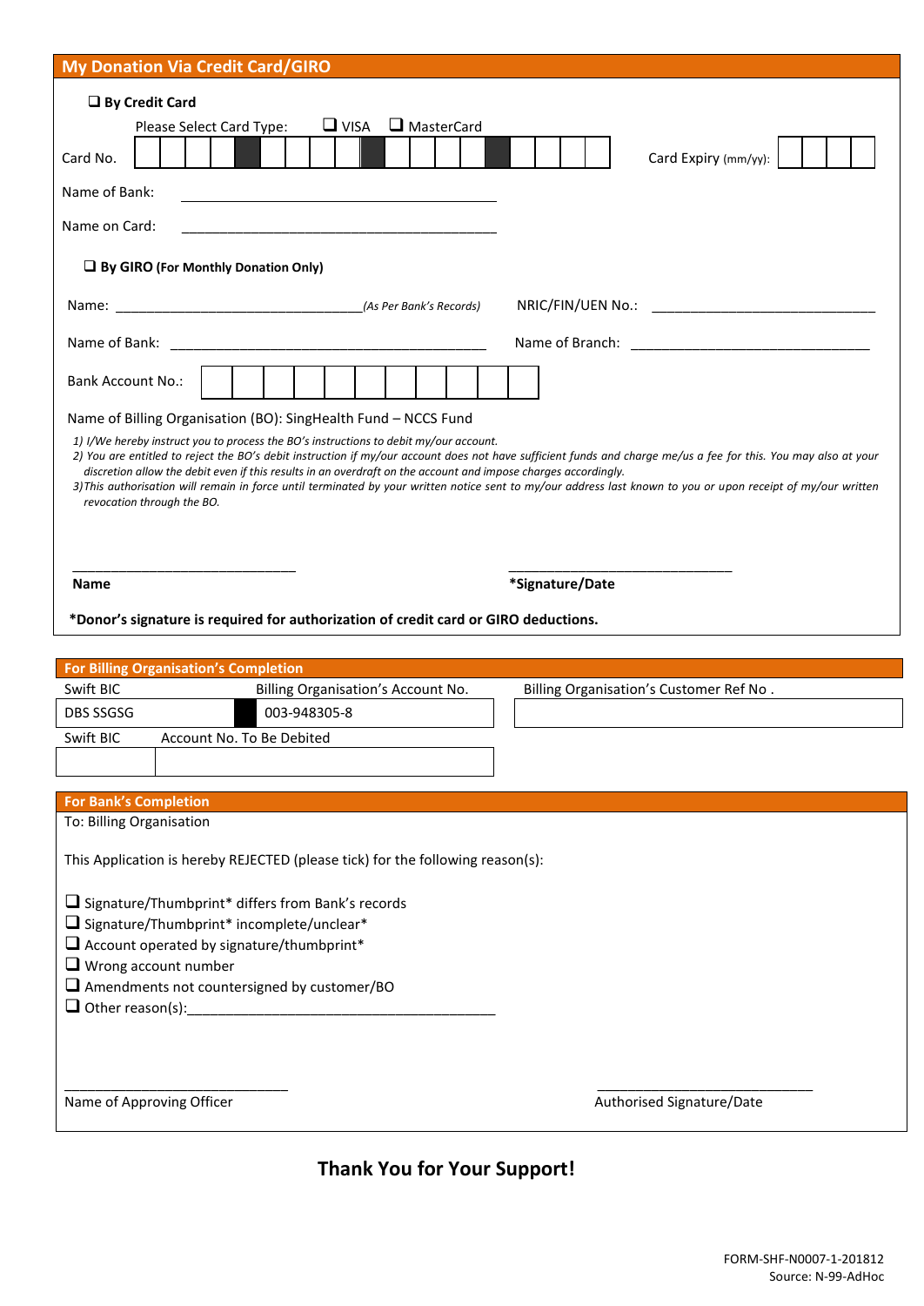## My Donation Via Credit Card/GIRO

❑ **By Credit Card**

Please Select Card Type: ❑ VISA ❑ MasterCard

Card No.: | | | | | | | | | | | | | | | | | | | |

Card Expiry (mm/yy): | | | | |

Name of Bank: ______________________________

Name on Card: ______________________________

❑ **By GIRO (For Monthly Donation Only)**

Name: ______________________________ *(As Per Bank's Records)*  NRIC/FIN/UEN No.: ______________________________

Name of Bank: ______________________________  Name of Branch: ______________________________

Bank Account No.: | | | | | | | | | | | |

Name of Billing Organisation (BO): SingHealth Fund – NCCS Fund

*1) I/We hereby instruct you to process the BO's instructions to debit my/our account.*
*2) You are entitled to reject the BO's debit instruction if my/our account does not have sufficient funds and charge me/us a fee for this. You may also at your discretion allow the debit even if this results in an overdraft on the account and impose charges accordingly.*
*3)This authorisation will remain in force until terminated by your written notice sent to my/our address last known to you or upon receipt of my/our written revocation through the BO.*

______________________________  ______________________________
**Name**  **\*Signature/Date**

**\*Donor's signature is required for authorization of credit card or GIRO deductions.**

## For Billing Organisation's Completion

| Swift BIC | Billing Organisation's Account No. | Billing Organisation's Customer Ref No . |
|---|---|---|
| DBS SSGSG | 003-948305-8 | |

| Swift BIC | Account No. To Be Debited |
|---|---|
| | |

## For Bank's Completion

To: Billing Organisation

This Application is hereby REJECTED (please tick) for the following reason(s):

❑ Signature/Thumbprint\* differs from Bank's records
❑ Signature/Thumbprint\* incomplete/unclear\*
❑ Account operated by signature/thumbprint\*
❑ Wrong account number
❑ Amendments not countersigned by customer/BO
❑ Other reason(s):______________________________

______________________________  ______________________________
Name of Approving Officer  Authorised Signature/Date

**Thank You for Your Support!**

FORM-SHF-N0007-1-201812
Source: N-99-AdHoc